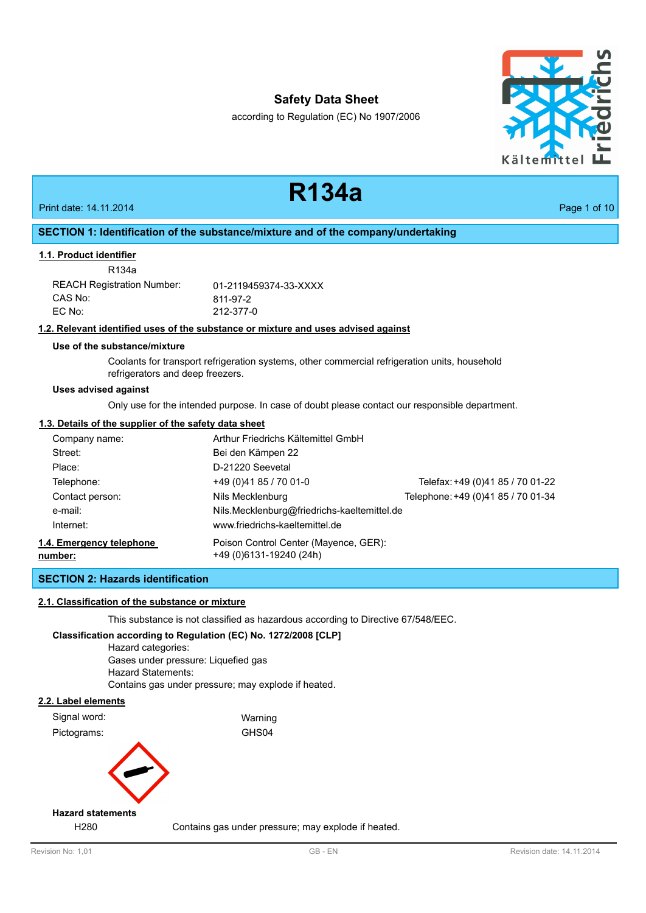# Safety Data Sheet

according to Regulation (EC) No 1907/2006

# R134a

Print date: 14.11.2014

## SECTION 1: Identification of the substance/mixture and of the company/undertaking

### 1.1. Product identifier

R134a

| | |
|---|---|
| REACH Registration Number: | 01-2119459374-33-XXXX |
| CAS No: | 811-97-2 |
| EC No: | 212-377-0 |

### 1.2. Relevant identified uses of the substance or mixture and uses advised against

**Use of the substance/mixture**

Coolants for transport refrigeration systems, other commercial refrigeration units, household refrigerators and deep freezers.

**Uses advised against**

Only use for the intended purpose. In case of doubt please contact our responsible department.

### 1.3. Details of the supplier of the safety data sheet

| | | |
|---|---|---|
| Company name: | Arthur Friedrichs Kältemittel GmbH | |
| Street: | Bei den Kämpen 22 | |
| Place: | D-21220 Seevetal | |
| Telephone: | +49 (0)41 85 / 70 01-0 | Telefax: +49 (0)41 85 / 70 01-22 |
| Contact person: | Nils Mecklenburg | Telephone: +49 (0)41 85 / 70 01-34 |
| e-mail: | Nils.Mecklenburg@friedrichs-kaeltemittel.de | |
| Internet: | www.friedrichs-kaeltemittel.de | |

### 1.4. Emergency telephone number:

Poison Control Center (Mayence, GER):
+49 (0)6131-19240 (24h)

## SECTION 2: Hazards identification

### 2.1. Classification of the substance or mixture

This substance is not classified as hazardous according to Directive 67/548/EEC.

**Classification according to Regulation (EC) No. 1272/2008 [CLP]**

Hazard categories:
Gases under pressure: Liquefied gas
Hazard Statements:
Contains gas under pressure; may explode if heated.

### 2.2. Label elements

| | |
|---|---|
| Signal word: | Warning |
| Pictograms: | GHS04 |

**Hazard statements**

H280 Contains gas under pressure; may explode if heated.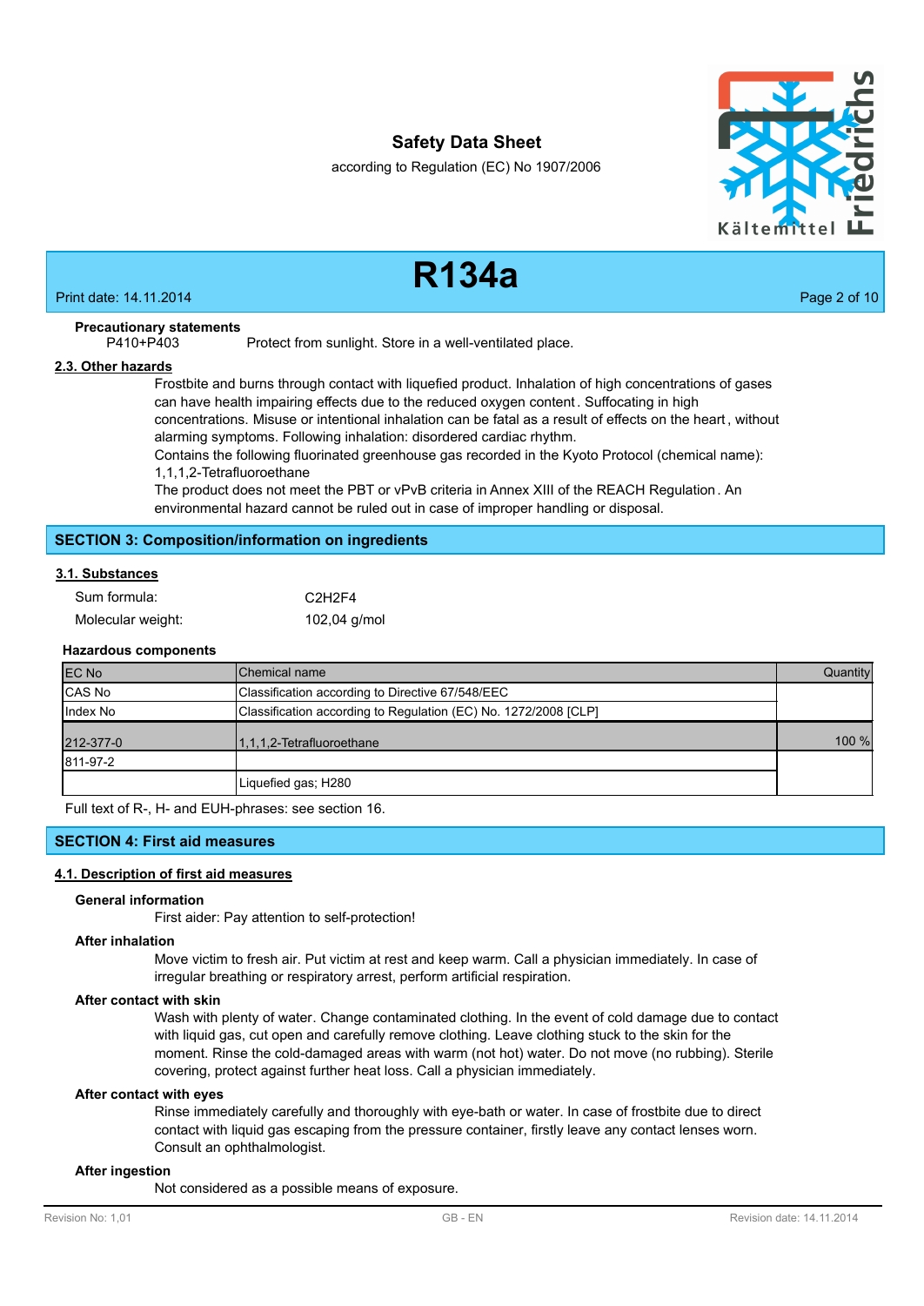**Precautionary statements**

P410+P403 Protect from sunlight. Store in a well-ventilated place.

## 2.3. Other hazards

Frostbite and burns through contact with liquefied product. Inhalation of high concentrations of gases can have health impairing effects due to the reduced oxygen content. Suffocating in high concentrations. Misuse or intentional inhalation can be fatal as a result of effects on the heart, without alarming symptoms. Following inhalation: disordered cardiac rhythm.

Contains the following fluorinated greenhouse gas recorded in the Kyoto Protocol (chemical name): 1,1,1,2-Tetrafluoroethane

The product does not meet the PBT or vPvB criteria in Annex XIII of the REACH Regulation. An environmental hazard cannot be ruled out in case of improper handling or disposal.

# SECTION 3: Composition/information on ingredients

## 3.1. Substances

Sum formula: $C_2H_2F_4$

Molecular weight: 102,04 g/mol

**Hazardous components**

| EC No | Chemical name | Quantity |
|---|---|---|
| CAS No | Classification according to Directive 67/548/EEC | |
| Index No | Classification according to Regulation (EC) No. 1272/2008 [CLP] | |
| 212-377-0 | 1,1,1,2-Tetrafluoroethane | 100 % |
| 811-97-2 | | |
| | Liquefied gas; H280 | |

Full text of R-, H- and EUH-phrases: see section 16.

# SECTION 4: First aid measures

## 4.1. Description of first aid measures

**General information**

First aider: Pay attention to self-protection!

**After inhalation**

Move victim to fresh air. Put victim at rest and keep warm. Call a physician immediately. In case of irregular breathing or respiratory arrest, perform artificial respiration.

**After contact with skin**

Wash with plenty of water. Change contaminated clothing. In the event of cold damage due to contact with liquid gas, cut open and carefully remove clothing. Leave clothing stuck to the skin for the moment. Rinse the cold-damaged areas with warm (not hot) water. Do not move (no rubbing). Sterile covering, protect against further heat loss. Call a physician immediately.

**After contact with eyes**

Rinse immediately carefully and thoroughly with eye-bath or water. In case of frostbite due to direct contact with liquid gas escaping from the pressure container, firstly leave any contact lenses worn. Consult an ophthalmologist.

**After ingestion**

Not considered as a possible means of exposure.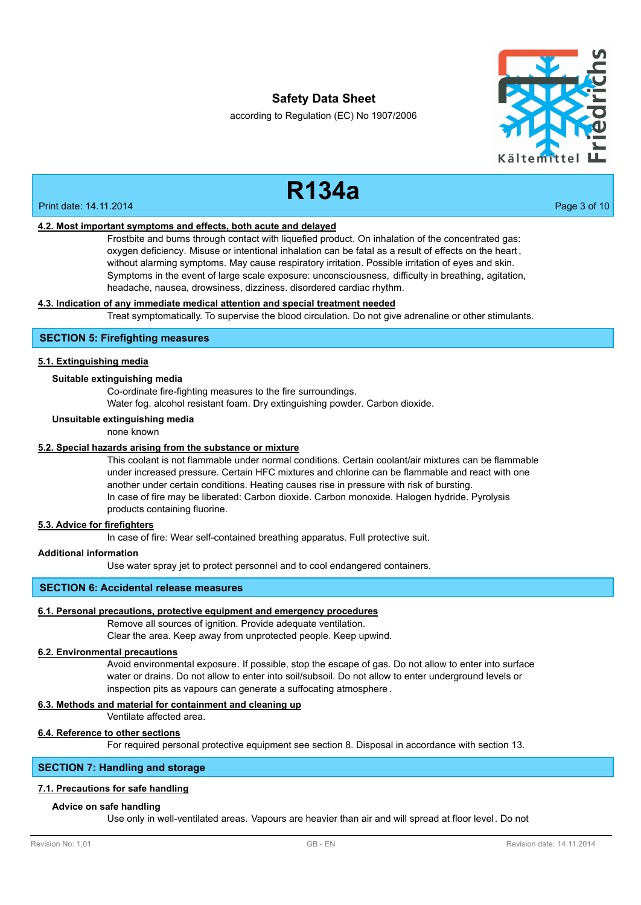#### 4.2. Most important symptoms and effects, both acute and delayed

Frostbite and burns through contact with liquefied product. On inhalation of the concentrated gas: oxygen deficiency. Misuse or intentional inhalation can be fatal as a result of effects on the heart, without alarming symptoms. May cause respiratory irritation. Possible irritation of eyes and skin. Symptoms in the event of large scale exposure: unconsciousness, difficulty in breathing, agitation, headache, nausea, drowsiness, dizziness. disordered cardiac rhythm.

#### 4.3. Indication of any immediate medical attention and special treatment needed

Treat symptomatically. To supervise the blood circulation. Do not give adrenaline or other stimulants.

## SECTION 5: Firefighting measures

#### 5.1. Extinguishing media

**Suitable extinguishing media**

Co-ordinate fire-fighting measures to the fire surroundings.
Water fog. alcohol resistant foam. Dry extinguishing powder. Carbon dioxide.

**Unsuitable extinguishing media**

none known

#### 5.2. Special hazards arising from the substance or mixture

This coolant is not flammable under normal conditions. Certain coolant/air mixtures can be flammable under increased pressure. Certain HFC mixtures and chlorine can be flammable and react with one another under certain conditions. Heating causes rise in pressure with risk of bursting.
In case of fire may be liberated: Carbon dioxide. Carbon monoxide. Halogen hydride. Pyrolysis products containing fluorine.

#### 5.3. Advice for firefighters

In case of fire: Wear self-contained breathing apparatus. Full protective suit.

**Additional information**

Use water spray jet to protect personnel and to cool endangered containers.

## SECTION 6: Accidental release measures

#### 6.1. Personal precautions, protective equipment and emergency procedures

Remove all sources of ignition. Provide adequate ventilation.
Clear the area. Keep away from unprotected people. Keep upwind.

#### 6.2. Environmental precautions

Avoid environmental exposure. If possible, stop the escape of gas. Do not allow to enter into surface water or drains. Do not allow to enter into soil/subsoil. Do not allow to enter underground levels or inspection pits as vapours can generate a suffocating atmosphere.

#### 6.3. Methods and material for containment and cleaning up

Ventilate affected area.

#### 6.4. Reference to other sections

For required personal protective equipment see section 8. Disposal in accordance with section 13.

## SECTION 7: Handling and storage

#### 7.1. Precautions for safe handling

**Advice on safe handling**

Use only in well-ventilated areas. Vapours are heavier than air and will spread at floor level. Do not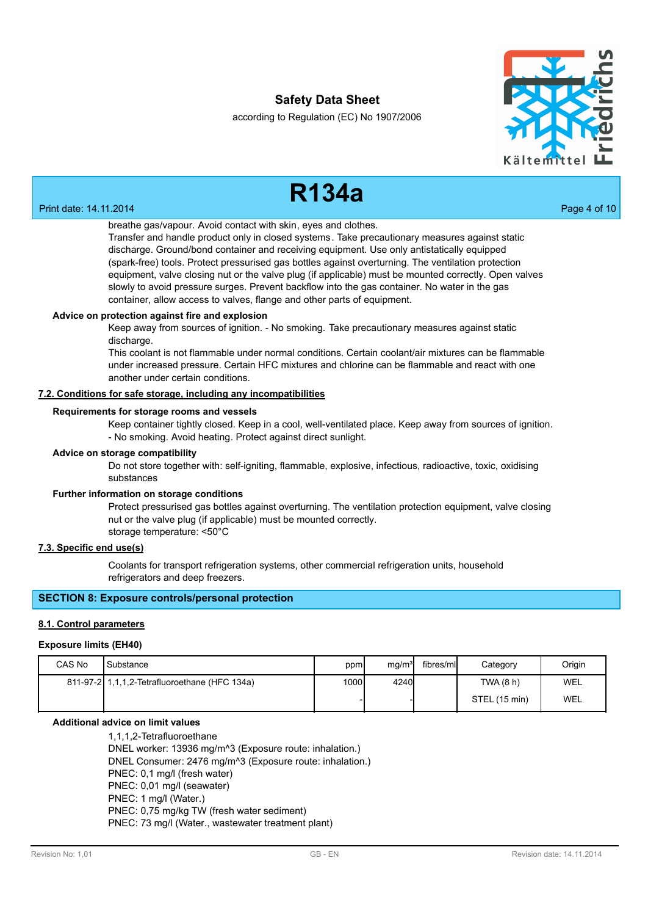breathe gas/vapour. Avoid contact with skin, eyes and clothes.
Transfer and handle product only in closed systems. Take precautionary measures against static discharge. Ground/bond container and receiving equipment. Use only antistatically equipped (spark-free) tools. Protect pressurised gas bottles against overturning. The ventilation protection equipment, valve closing nut or the valve plug (if applicable) must be mounted correctly. Open valves slowly to avoid pressure surges. Prevent backflow into the gas container. No water in the gas container, allow access to valves, flange and other parts of equipment.

**Advice on protection against fire and explosion**

Keep away from sources of ignition. - No smoking. Take precautionary measures against static discharge.
This coolant is not flammable under normal conditions. Certain coolant/air mixtures can be flammable under increased pressure. Certain HFC mixtures and chlorine can be flammable and react with one another under certain conditions.

## 7.2. Conditions for safe storage, including any incompatibilities

**Requirements for storage rooms and vessels**

Keep container tightly closed. Keep in a cool, well-ventilated place. Keep away from sources of ignition. - No smoking. Avoid heating. Protect against direct sunlight.

**Advice on storage compatibility**

Do not store together with: self-igniting, flammable, explosive, infectious, radioactive, toxic, oxidising substances

**Further information on storage conditions**

Protect pressurised gas bottles against overturning. The ventilation protection equipment, valve closing nut or the valve plug (if applicable) must be mounted correctly.
storage temperature: <50°C

## 7.3. Specific end use(s)

Coolants for transport refrigeration systems, other commercial refrigeration units, household refrigerators and deep freezers.

# SECTION 8: Exposure controls/personal protection

## 8.1. Control parameters

**Exposure limits (EH40)**

| CAS No | Substance | ppm | mg/m³ | fibres/ml | Category | Origin |
|---|---|---|---|---|---|---|
| 811-97-2 | 1,1,1,2-Tetrafluoroethane (HFC 134a) | 1000 | 4240 | | TWA (8 h) | WEL |
| | | - | - | | STEL (15 min) | WEL |

**Additional advice on limit values**

1,1,1,2-Tetrafluoroethane
DNEL worker: 13936 mg/m^3 (Exposure route: inhalation.)
DNEL Consumer: 2476 mg/m^3 (Exposure route: inhalation.)
PNEC: 0,1 mg/l (fresh water)
PNEC: 0,01 mg/l (seawater)
PNEC: 1 mg/l (Water.)
PNEC: 0,75 mg/kg TW (fresh water sediment)
PNEC: 73 mg/l (Water., wastewater treatment plant)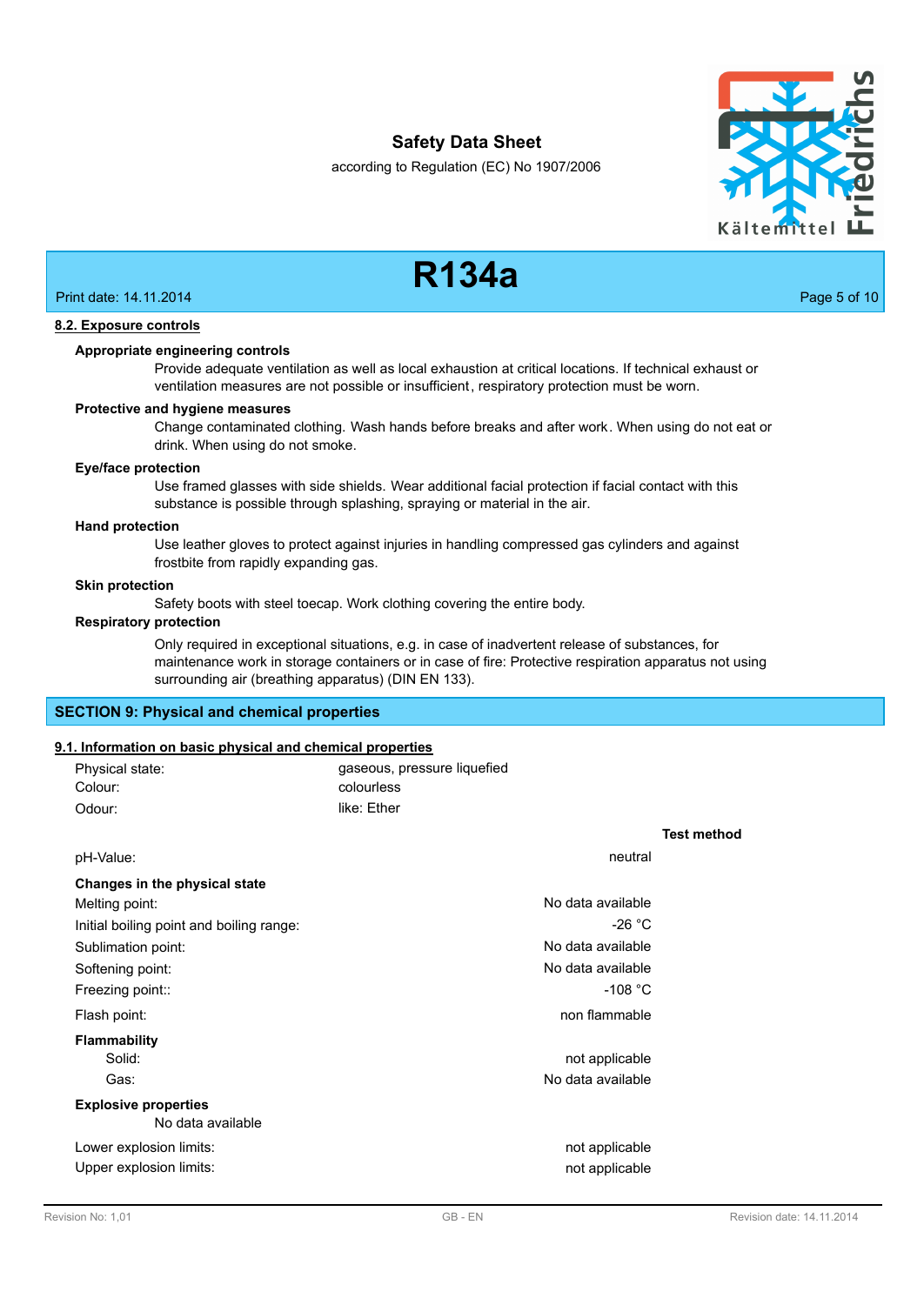#### 8.2. Exposure controls

**Appropriate engineering controls**

Provide adequate ventilation as well as local exhaustion at critical locations. If technical exhaust or ventilation measures are not possible or insufficient, respiratory protection must be worn.

**Protective and hygiene measures**

Change contaminated clothing. Wash hands before breaks and after work. When using do not eat or drink. When using do not smoke.

**Eye/face protection**

Use framed glasses with side shields. Wear additional facial protection if facial contact with this substance is possible through splashing, spraying or material in the air.

**Hand protection**

Use leather gloves to protect against injuries in handling compressed gas cylinders and against frostbite from rapidly expanding gas.

**Skin protection**

Safety boots with steel toecap. Work clothing covering the entire body.

**Respiratory protection**

Only required in exceptional situations, e.g. in case of inadvertent release of substances, for maintenance work in storage containers or in case of fire: Protective respiration apparatus not using surrounding air (breathing apparatus) (DIN EN 133).

## SECTION 9: Physical and chemical properties

#### 9.1. Information on basic physical and chemical properties

| | |
|---|---|
| Physical state: | gaseous, pressure liquefied |
| Colour: | colourless |
| Odour: | like: Ether |

| | | Test method |
|---|---|---|
| pH-Value: | neutral | |
| **Changes in the physical state** | | |
| Melting point: | No data available | |
| Initial boiling point and boiling range: | -26 °C | |
| Sublimation point: | No data available | |
| Softening point: | No data available | |
| Freezing point:: | -108 °C | |
| Flash point: | non flammable | |
| **Flammability** | | |
| Solid: | not applicable | |
| Gas: | No data available | |
| **Explosive properties** | | |
| No data available | | |
| Lower explosion limits: | not applicable | |
| Upper explosion limits: | not applicable | |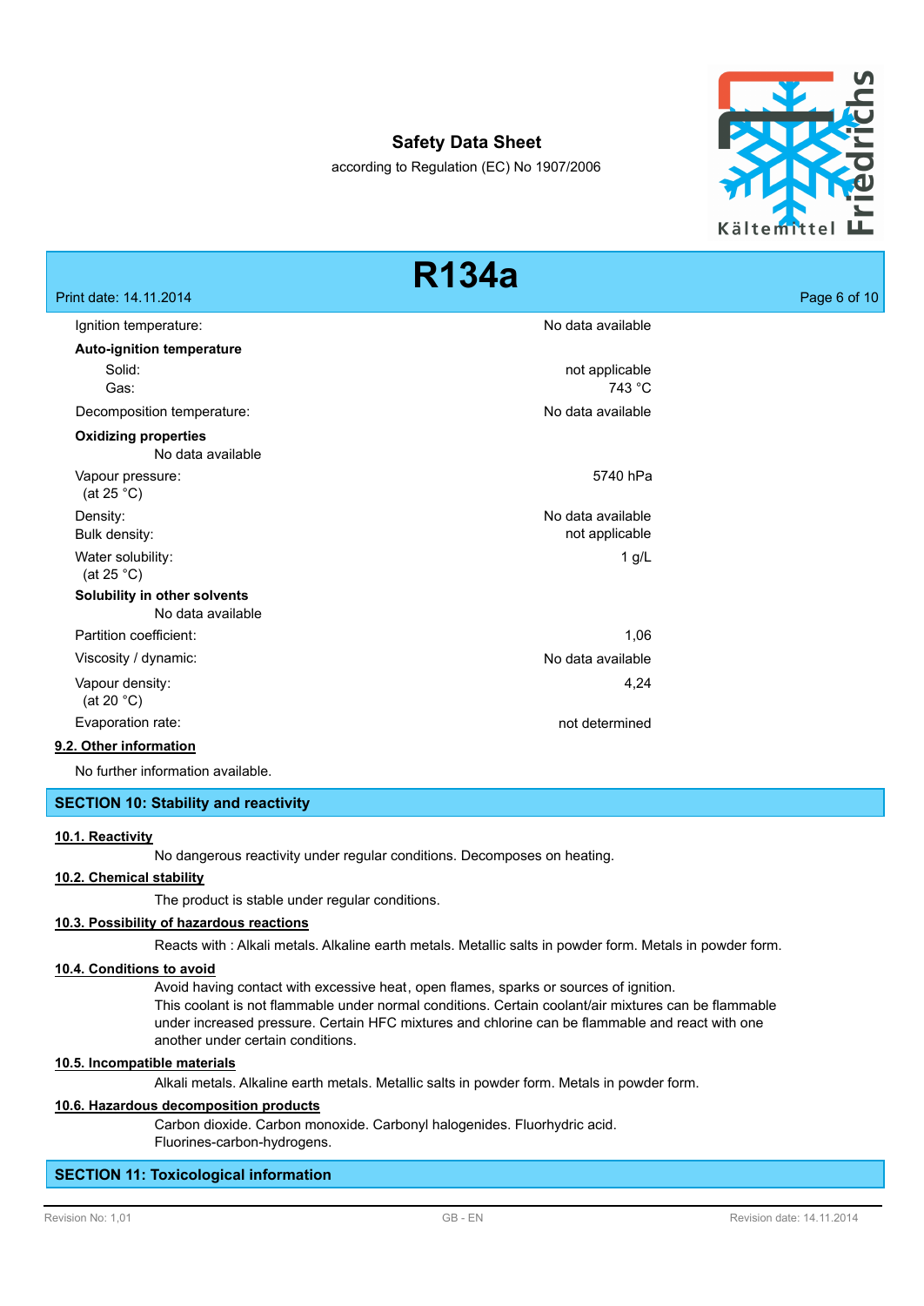| | |
|---|---|
| Ignition temperature: | No data available |
| **Auto-ignition temperature** | |
| Solid: | not applicable |
| Gas: | 743 °C |
| Decomposition temperature: | No data available |

**Oxidizing properties**

No data available

| | |
|---|---|
| Vapour pressure: (at 25 °C) | 5740 hPa |
| Density: | No data available |
| Bulk density: | not applicable |
| Water solubility: (at 25 °C) | 1 g/L |

**Solubility in other solvents**

No data available

| | |
|---|---|
| Partition coefficient: | 1,06 |
| Viscosity / dynamic: | No data available |
| Vapour density: (at 20 °C) | 4,24 |
| Evaporation rate: | not determined |

### 9.2. Other information

No further information available.

## SECTION 10: Stability and reactivity

### 10.1. Reactivity

No dangerous reactivity under regular conditions. Decomposes on heating.

### 10.2. Chemical stability

The product is stable under regular conditions.

### 10.3. Possibility of hazardous reactions

Reacts with : Alkali metals. Alkaline earth metals. Metallic salts in powder form. Metals in powder form.

### 10.4. Conditions to avoid

Avoid having contact with excessive heat, open flames, sparks or sources of ignition.
This coolant is not flammable under normal conditions. Certain coolant/air mixtures can be flammable under increased pressure. Certain HFC mixtures and chlorine can be flammable and react with one another under certain conditions.

### 10.5. Incompatible materials

Alkali metals. Alkaline earth metals. Metallic salts in powder form. Metals in powder form.

### 10.6. Hazardous decomposition products

Carbon dioxide. Carbon monoxide. Carbonyl halogenides. Fluorhydric acid.
Fluorines-carbon-hydrogens.

## SECTION 11: Toxicological information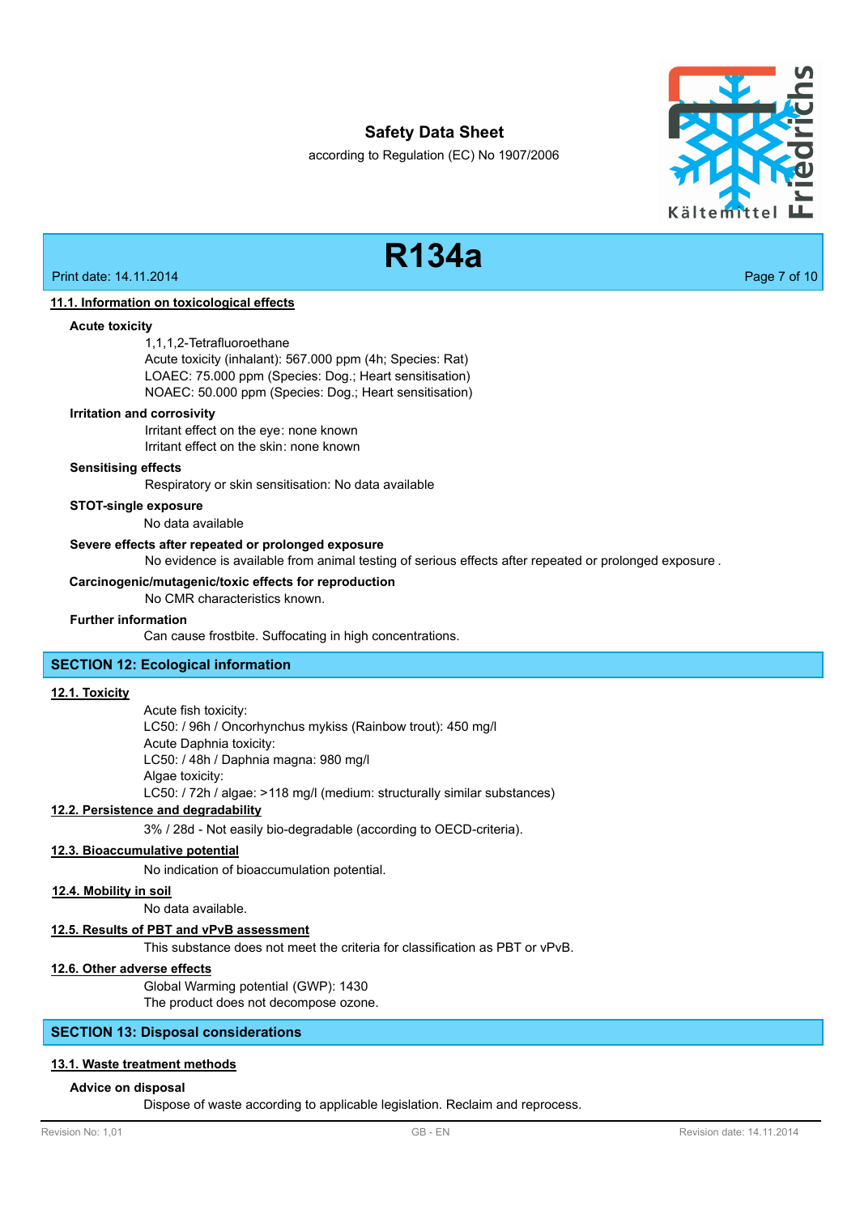### 11.1. Information on toxicological effects

**Acute toxicity**

1,1,1,2-Tetrafluoroethane
Acute toxicity (inhalant): 567.000 ppm (4h; Species: Rat)
LOAEC: 75.000 ppm (Species: Dog.; Heart sensitisation)
NOAEC: 50.000 ppm (Species: Dog.; Heart sensitisation)

**Irritation and corrosivity**

Irritant effect on the eye: none known
Irritant effect on the skin: none known

**Sensitising effects**

Respiratory or skin sensitisation: No data available

**STOT-single exposure**

No data available

**Severe effects after repeated or prolonged exposure**

No evidence is available from animal testing of serious effects after repeated or prolonged exposure .

**Carcinogenic/mutagenic/toxic effects for reproduction**

No CMR characteristics known.

**Further information**

Can cause frostbite. Suffocating in high concentrations.

## SECTION 12: Ecological information

### 12.1. Toxicity

Acute fish toxicity:
LC50: / 96h / Oncorhynchus mykiss (Rainbow trout): 450 mg/l
Acute Daphnia toxicity:
LC50: / 48h / Daphnia magna: 980 mg/l
Algae toxicity:
LC50: / 72h / algae: >118 mg/l (medium: structurally similar substances)

### 12.2. Persistence and degradability

3% / 28d - Not easily bio-degradable (according to OECD-criteria).

### 12.3. Bioaccumulative potential

No indication of bioaccumulation potential.

### 12.4. Mobility in soil

No data available.

### 12.5. Results of PBT and vPvB assessment

This substance does not meet the criteria for classification as PBT or vPvB.

### 12.6. Other adverse effects

Global Warming potential (GWP): 1430
The product does not decompose ozone.

## SECTION 13: Disposal considerations

### 13.1. Waste treatment methods

**Advice on disposal**

Dispose of waste according to applicable legislation. Reclaim and reprocess.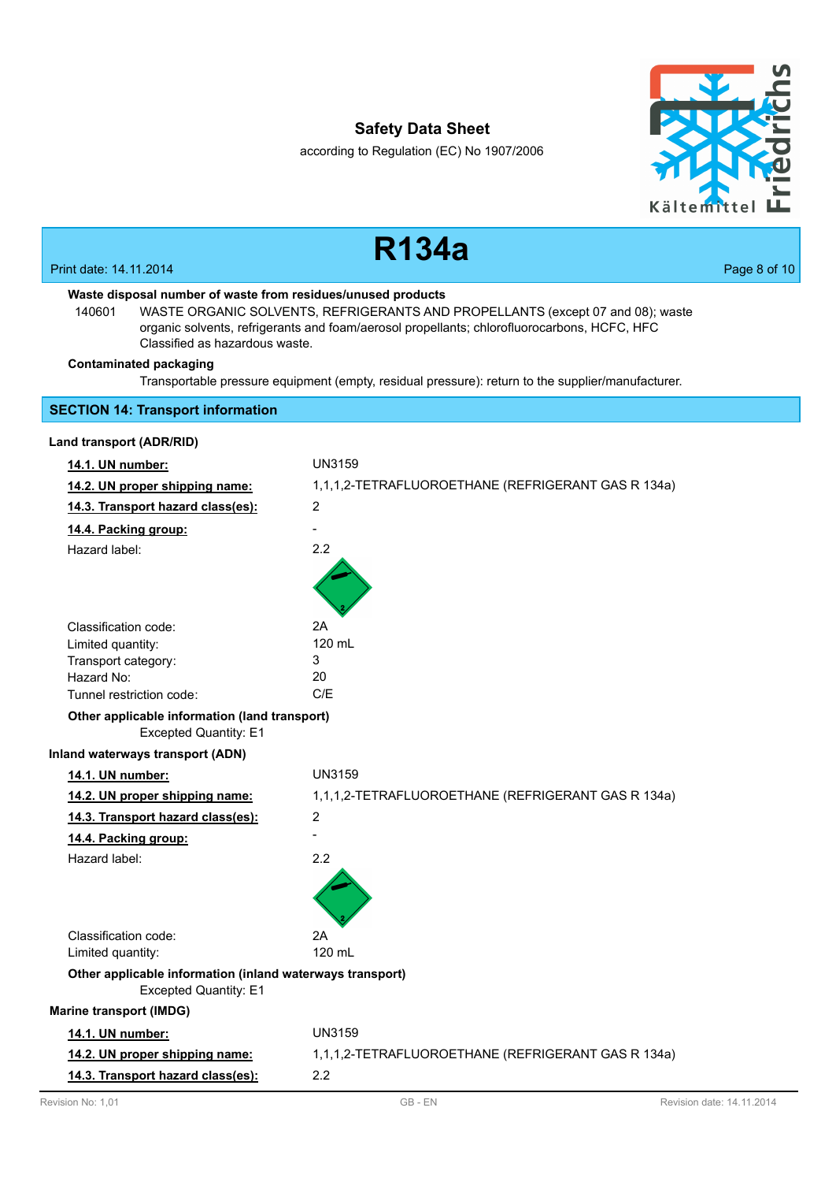**Waste disposal number of waste from residues/unused products**

140601 WASTE ORGANIC SOLVENTS, REFRIGERANTS AND PROPELLANTS (except 07 and 08); waste organic solvents, refrigerants and foam/aerosol propellants; chlorofluorocarbons, HCFC, HFC
Classified as hazardous waste.

**Contaminated packaging**

Transportable pressure equipment (empty, residual pressure): return to the supplier/manufacturer.

## SECTION 14: Transport information

**Land transport (ADR/RID)**

| | |
|---|---|
| **14.1. UN number:** | UN3159 |
| **14.2. UN proper shipping name:** | 1,1,1,2-TETRAFLUOROETHANE (REFRIGERANT GAS R 134a) |
| **14.3. Transport hazard class(es):** | 2 |
| **14.4. Packing group:** | - |
| Hazard label: | 2.2 |
| Classification code: | 2A |
| Limited quantity: | 120 mL |
| Transport category: | 3 |
| Hazard No: | 20 |
| Tunnel restriction code: | C/E |

**Other applicable information (land transport)**

Excepted Quantity: E1

**Inland waterways transport (ADN)**

| | |
|---|---|
| **14.1. UN number:** | UN3159 |
| **14.2. UN proper shipping name:** | 1,1,1,2-TETRAFLUOROETHANE (REFRIGERANT GAS R 134a) |
| **14.3. Transport hazard class(es):** | 2 |
| **14.4. Packing group:** | - |
| Hazard label: | 2.2 |
| Classification code: | 2A |
| Limited quantity: | 120 mL |

**Other applicable information (inland waterways transport)**

Excepted Quantity: E1

**Marine transport (IMDG)**

| | |
|---|---|
| **14.1. UN number:** | UN3159 |
| **14.2. UN proper shipping name:** | 1,1,1,2-TETRAFLUOROETHANE (REFRIGERANT GAS R 134a) |
| **14.3. Transport hazard class(es):** | 2.2 |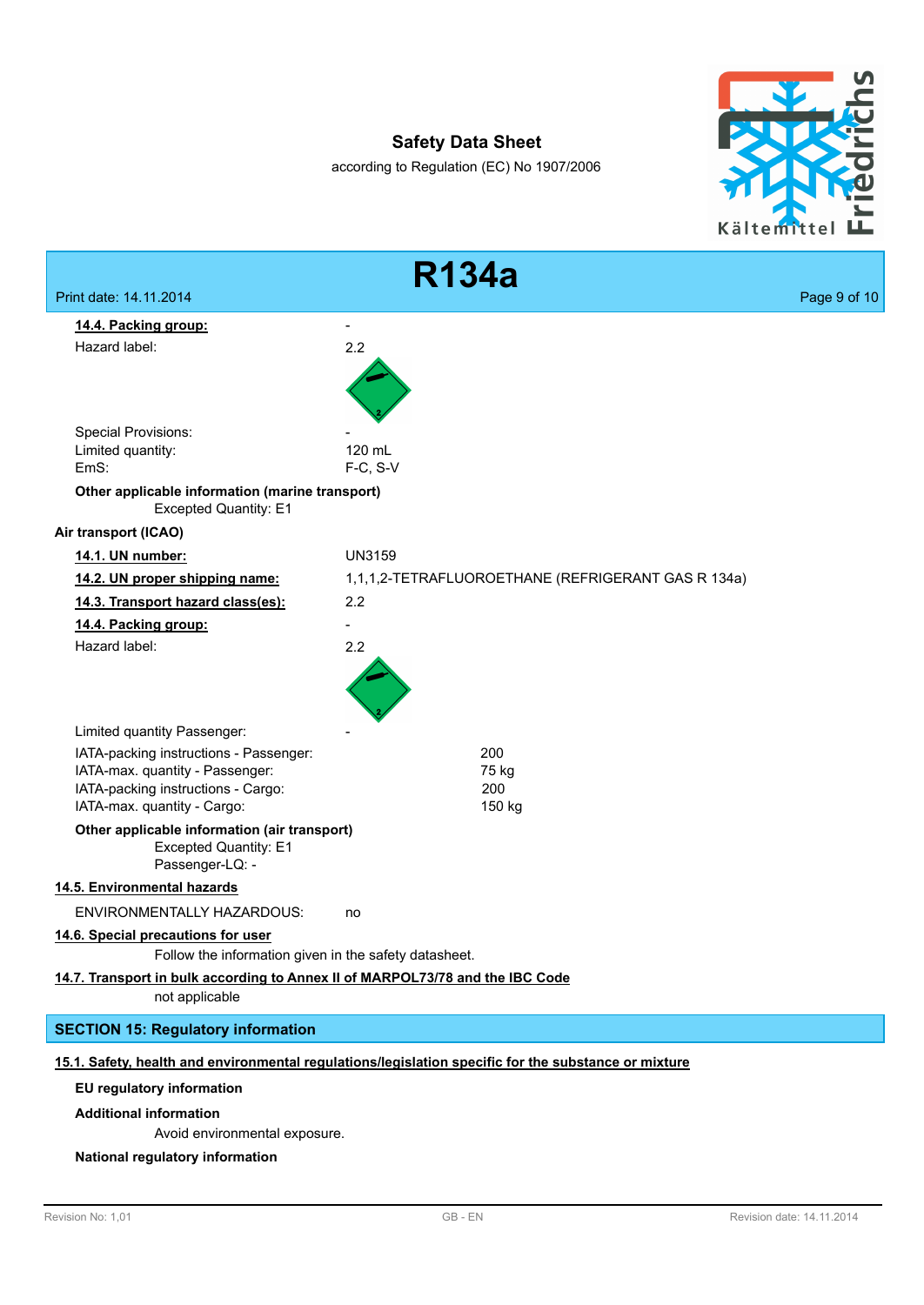**14.4. Packing group:** -

Hazard label: 2.2

Special Provisions: -
Limited quantity: 120 mL
EmS: F-C, S-V

**Other applicable information (marine transport)**

Excepted Quantity: E1

**Air transport (ICAO)**

**14.1. UN number:** UN3159

**14.2. UN proper shipping name:** 1,1,1,2-TETRAFLUOROETHANE (REFRIGERANT GAS R 134a)

**14.3. Transport hazard class(es):** 2.2

**14.4. Packing group:** -

Hazard label: 2.2

Limited quantity Passenger: -

IATA-packing instructions - Passenger: 200
IATA-max. quantity - Passenger: 75 kg
IATA-packing instructions - Cargo: 200
IATA-max. quantity - Cargo: 150 kg

**Other applicable information (air transport)**

Excepted Quantity: E1
Passenger-LQ: -

**14.5. Environmental hazards**

ENVIRONMENTALLY HAZARDOUS: no

**14.6. Special precautions for user**

Follow the information given in the safety datasheet.

**14.7. Transport in bulk according to Annex II of MARPOL73/78 and the IBC Code**

not applicable

## SECTION 15: Regulatory information

**15.1. Safety, health and environmental regulations/legislation specific for the substance or mixture**

**EU regulatory information**

**Additional information**

Avoid environmental exposure.

**National regulatory information**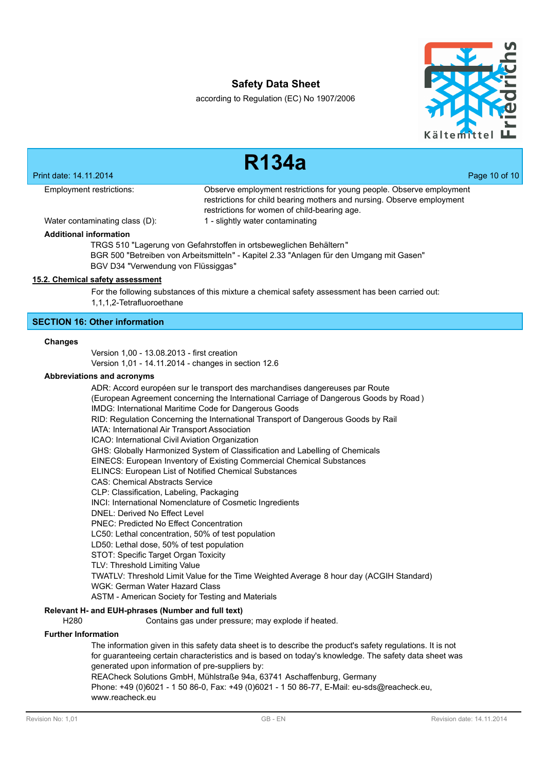| | |
|---|---|
| Employment restrictions: | Observe employment restrictions for young people. Observe employment restrictions for child bearing mothers and nursing. Observe employment restrictions for women of child-bearing age. |
| Water contaminating class (D): | 1 - slightly water contaminating |

**Additional information**

TRGS 510 "Lagerung von Gefahrstoffen in ortsbeweglichen Behältern"
BGR 500 "Betreiben von Arbeitsmitteln" - Kapitel 2.33 "Anlagen für den Umgang mit Gasen"
BGV D34 "Verwendung von Flüssiggas"

### 15.2. Chemical safety assessment

For the following substances of this mixture a chemical safety assessment has been carried out:
1,1,1,2-Tetrafluoroethane

## SECTION 16: Other information

**Changes**

Version 1,00 - 13.08.2013 - first creation
Version 1,01 - 14.11.2014 - changes in section 12.6

**Abbreviations and acronyms**

ADR: Accord européen sur le transport des marchandises dangereuses par Route
(European Agreement concerning the International Carriage of Dangerous Goods by Road )
IMDG: International Maritime Code for Dangerous Goods
RID: Regulation Concerning the International Transport of Dangerous Goods by Rail
IATA: International Air Transport Association
ICAO: International Civil Aviation Organization
GHS: Globally Harmonized System of Classification and Labelling of Chemicals
EINECS: European Inventory of Existing Commercial Chemical Substances
ELINCS: European List of Notified Chemical Substances
CAS: Chemical Abstracts Service
CLP: Classification, Labeling, Packaging
INCI: International Nomenclature of Cosmetic Ingredients
DNEL: Derived No Effect Level
PNEC: Predicted No Effect Concentration
LC50: Lethal concentration, 50% of test population
LD50: Lethal dose, 50% of test population
STOT: Specific Target Organ Toxicity
TLV: Threshold Limiting Value
TWATLV: Threshold Limit Value for the Time Weighted Average 8 hour day (ACGIH Standard)
WGK: German Water Hazard Class
ASTM - American Society for Testing and Materials

**Relevant H- and EUH-phrases (Number and full text)**

| | |
|---|---|
| H280 | Contains gas under pressure; may explode if heated. |

**Further Information**

The information given in this safety data sheet is to describe the product's safety regulations. It is not for guaranteeing certain characteristics and is based on today's knowledge. The safety data sheet was generated upon information of pre-suppliers by:
REACheck Solutions GmbH, Mühlstraße 94a, 63741 Aschaffenburg, Germany
Phone: +49 (0)6021 - 1 50 86-0, Fax: +49 (0)6021 - 1 50 86-77, E-Mail: eu-sds@reacheck.eu, www.reacheck.eu